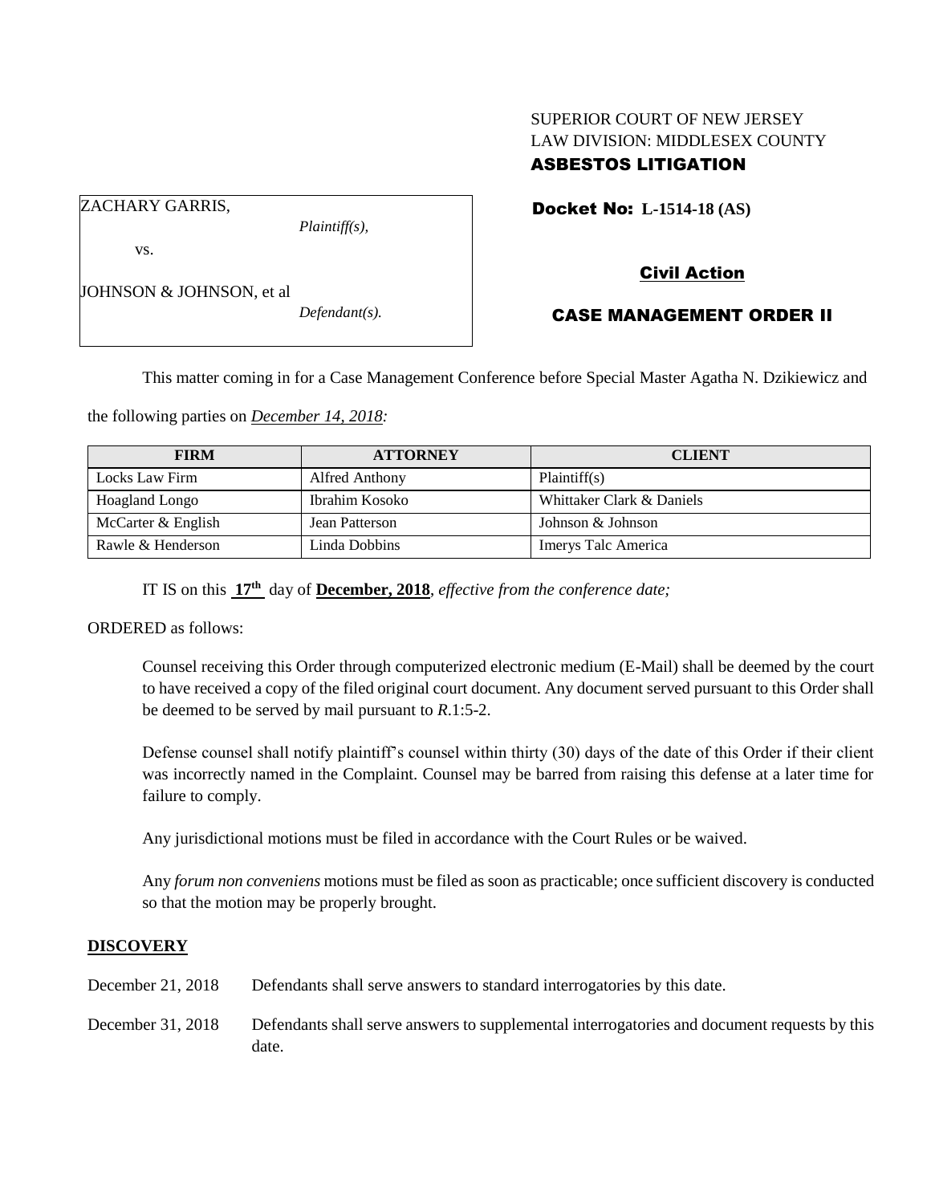SUPERIOR COURT OF NEW JERSEY
LAW DIVISION: MIDDLESEX COUNTY
**ASBESTOS LITIGATION**

ZACHARY GARRIS,
*Plaintiff(s),*

vs.

JOHNSON & JOHNSON, et al
*Defendant(s).*

**Docket No: L-1514-18 (AS)**

**Civil Action**

**CASE MANAGEMENT ORDER II**

This matter coming in for a Case Management Conference before Special Master Agatha N. Dzikiewicz and the following parties on *December 14, 2018:*

| FIRM | ATTORNEY | CLIENT |
|---|---|---|
| Locks Law Firm | Alfred Anthony | Plaintiff(s) |
| Hoagland Longo | Ibrahim Kosoko | Whittaker Clark & Daniels |
| McCarter & English | Jean Patterson | Johnson & Johnson |
| Rawle & Henderson | Linda Dobbins | Imerys Talc America |

IT IS on this **17th** day of **December, 2018**, *effective from the conference date;*

ORDERED as follows:

Counsel receiving this Order through computerized electronic medium (E-Mail) shall be deemed by the court to have received a copy of the filed original court document. Any document served pursuant to this Order shall be deemed to be served by mail pursuant to *R*.1:5-2.

Defense counsel shall notify plaintiff's counsel within thirty (30) days of the date of this Order if their client was incorrectly named in the Complaint. Counsel may be barred from raising this defense at a later time for failure to comply.

Any jurisdictional motions must be filed in accordance with the Court Rules or be waived.

Any *forum non conveniens* motions must be filed as soon as practicable; once sufficient discovery is conducted so that the motion may be properly brought.

**DISCOVERY**

December 21, 2018 Defendants shall serve answers to standard interrogatories by this date.

December 31, 2018 Defendants shall serve answers to supplemental interrogatories and document requests by this date.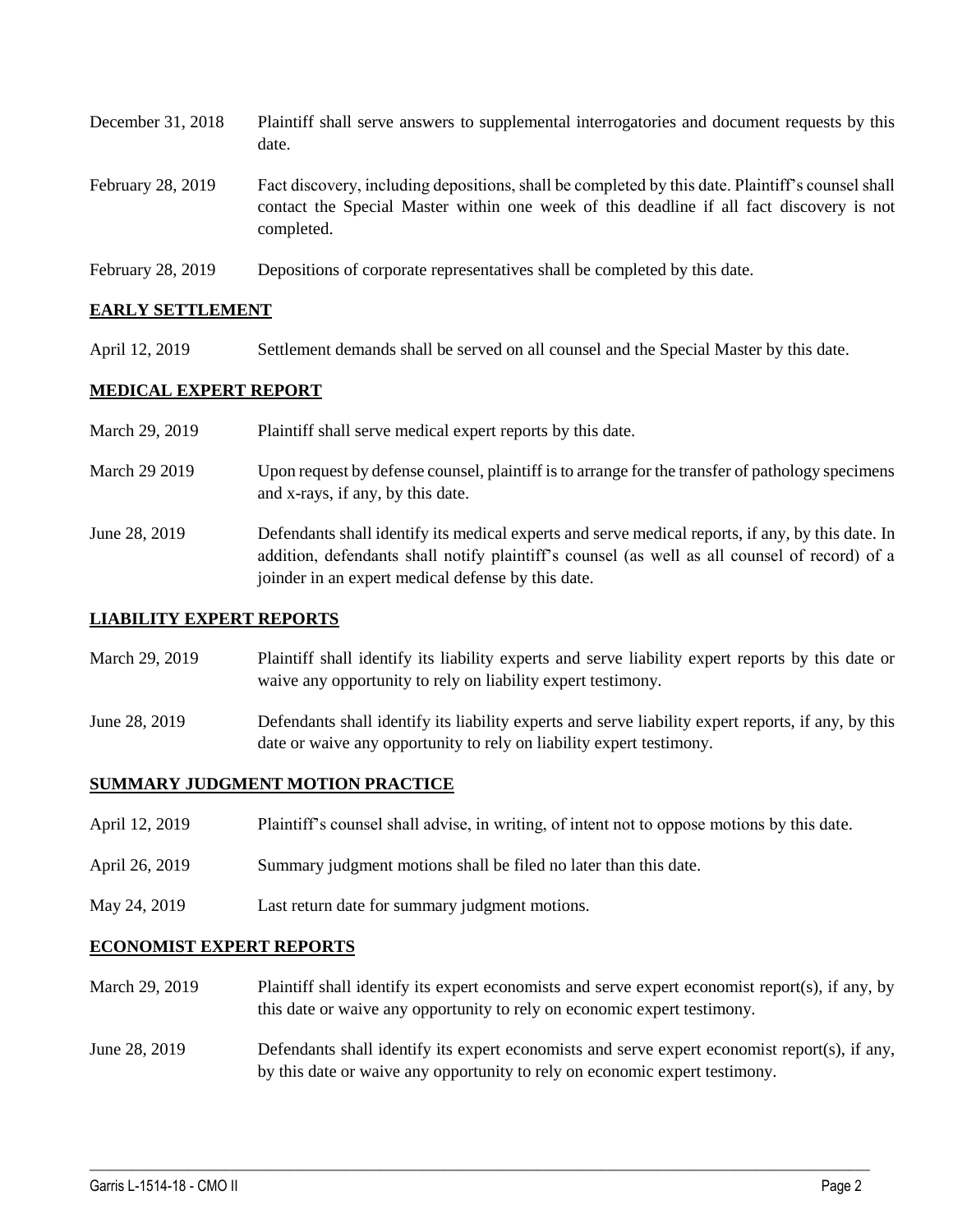| | |
|---|---|
| December 31, 2018 | Plaintiff shall serve answers to supplemental interrogatories and document requests by this date. |
| February 28, 2019 | Fact discovery, including depositions, shall be completed by this date. Plaintiff's counsel shall contact the Special Master within one week of this deadline if all fact discovery is not completed. |
| February 28, 2019 | Depositions of corporate representatives shall be completed by this date. |

## EARLY SETTLEMENT

| | |
|---|---|
| April 12, 2019 | Settlement demands shall be served on all counsel and the Special Master by this date. |

## MEDICAL EXPERT REPORT

| | |
|---|---|
| March 29, 2019 | Plaintiff shall serve medical expert reports by this date. |
| March 29 2019 | Upon request by defense counsel, plaintiff is to arrange for the transfer of pathology specimens and x-rays, if any, by this date. |
| June 28, 2019 | Defendants shall identify its medical experts and serve medical reports, if any, by this date. In addition, defendants shall notify plaintiff's counsel (as well as all counsel of record) of a joinder in an expert medical defense by this date. |

## LIABILITY EXPERT REPORTS

| | |
|---|---|
| March 29, 2019 | Plaintiff shall identify its liability experts and serve liability expert reports by this date or waive any opportunity to rely on liability expert testimony. |
| June 28, 2019 | Defendants shall identify its liability experts and serve liability expert reports, if any, by this date or waive any opportunity to rely on liability expert testimony. |

## SUMMARY JUDGMENT MOTION PRACTICE

| | |
|---|---|
| April 12, 2019 | Plaintiff's counsel shall advise, in writing, of intent not to oppose motions by this date. |
| April 26, 2019 | Summary judgment motions shall be filed no later than this date. |
| May 24, 2019 | Last return date for summary judgment motions. |

## ECONOMIST EXPERT REPORTS

| | |
|---|---|
| March 29, 2019 | Plaintiff shall identify its expert economists and serve expert economist report(s), if any, by this date or waive any opportunity to rely on economic expert testimony. |
| June 28, 2019 | Defendants shall identify its expert economists and serve expert economist report(s), if any, by this date or waive any opportunity to rely on economic expert testimony. |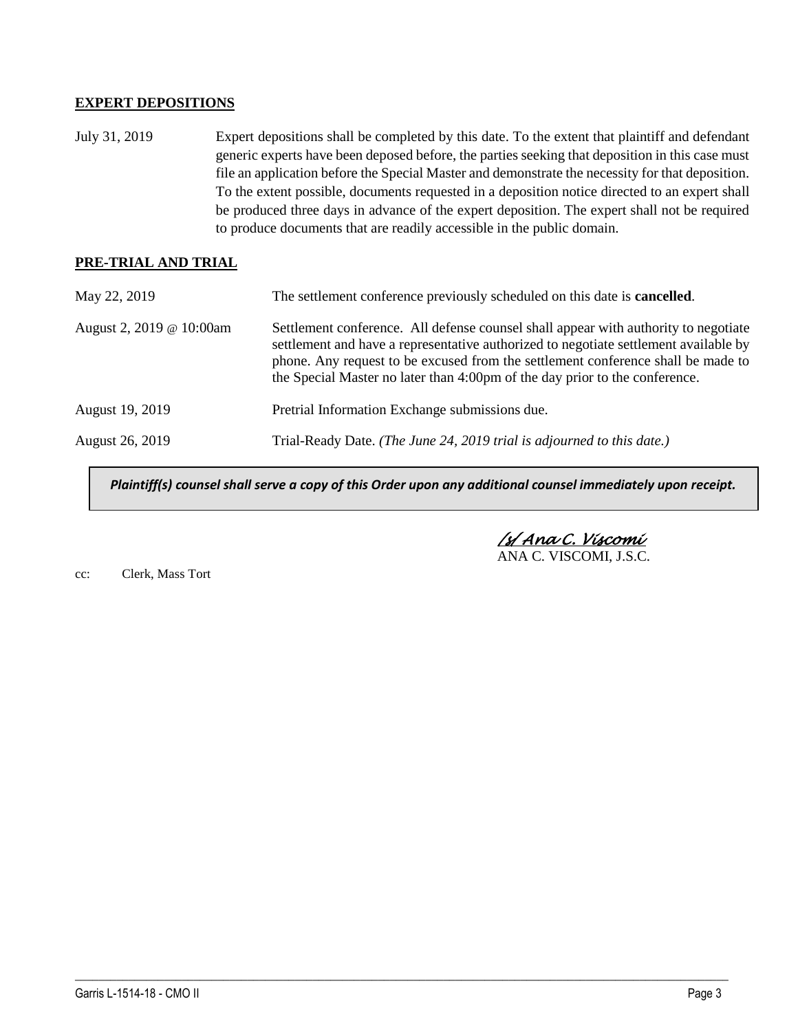## EXPERT DEPOSITIONS

| | |
|---|---|
| July 31, 2019 | Expert depositions shall be completed by this date. To the extent that plaintiff and defendant generic experts have been deposed before, the parties seeking that deposition in this case must file an application before the Special Master and demonstrate the necessity for that deposition. To the extent possible, documents requested in a deposition notice directed to an expert shall be produced three days in advance of the expert deposition. The expert shall not be required to produce documents that are readily accessible in the public domain. |

## PRE-TRIAL AND TRIAL

| | |
|---|---|
| May 22, 2019 | The settlement conference previously scheduled on this date is **cancelled**. |
| August 2, 2019 @ 10:00am | Settlement conference. All defense counsel shall appear with authority to negotiate settlement and have a representative authorized to negotiate settlement available by phone. Any request to be excused from the settlement conference shall be made to the Special Master no later than 4:00pm of the day prior to the conference. |
| August 19, 2019 | Pretrial Information Exchange submissions due. |
| August 26, 2019 | Trial-Ready Date. *(The June 24, 2019 trial is adjourned to this date.)* |

***Plaintiff(s) counsel shall serve a copy of this Order upon any additional counsel immediately upon receipt.***

/s/ Ana C. Viscomi
ANA C. VISCOMI, J.S.C.

cc: Clerk, Mass Tort